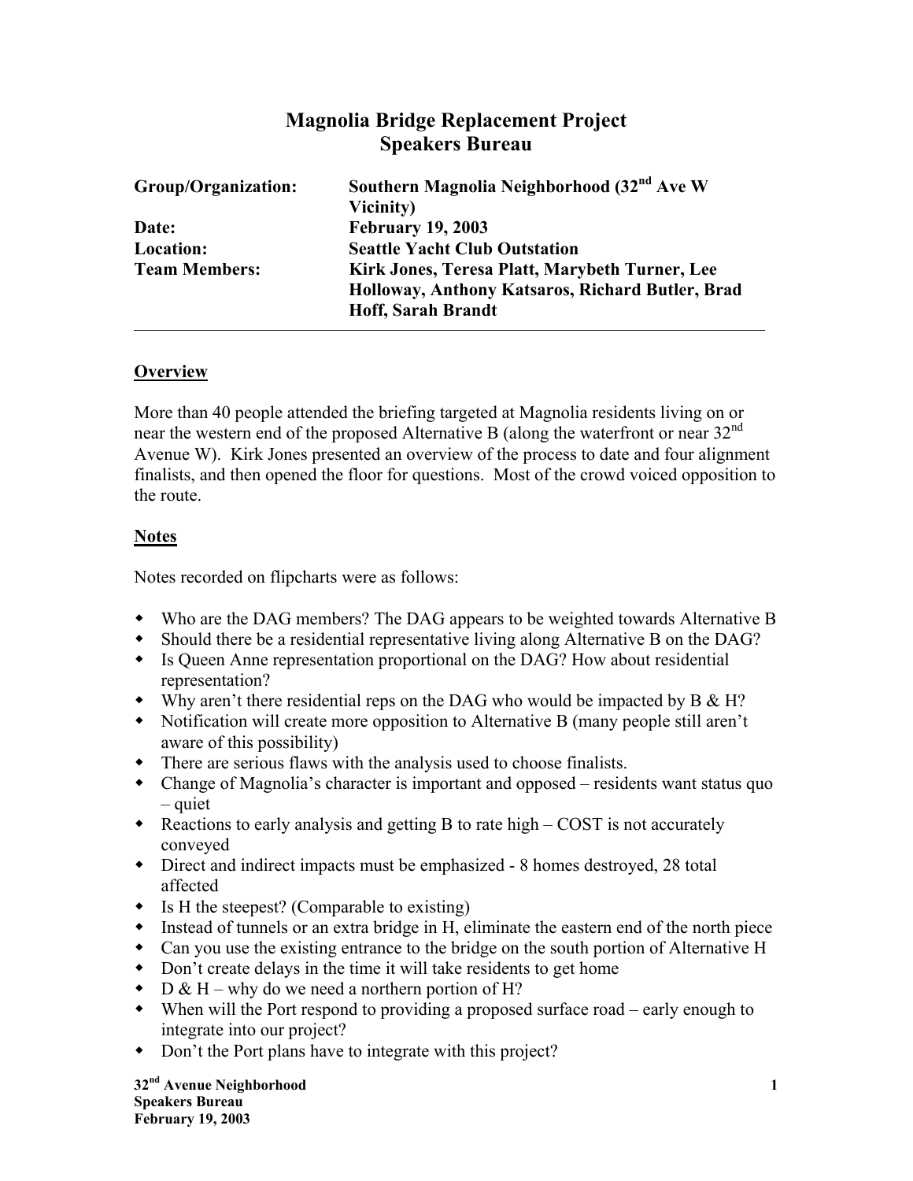# Magnolia Bridge Replacement Project
## Speakers Bureau

| | |
|---|---|
| **Group/Organization:** | **Southern Magnolia Neighborhood (32nd Ave W Vicinity)** |
| **Date:** | **February 19, 2003** |
| **Location:** | **Seattle Yacht Club Outstation** |
| **Team Members:** | **Kirk Jones, Teresa Platt, Marybeth Turner, Lee Holloway, Anthony Katsaros, Richard Butler, Brad Hoff, Sarah Brandt** |

---

### Overview

More than 40 people attended the briefing targeted at Magnolia residents living on or near the western end of the proposed Alternative B (along the waterfront or near 32nd Avenue W). Kirk Jones presented an overview of the process to date and four alignment finalists, and then opened the floor for questions. Most of the crowd voiced opposition to the route.

### Notes

Notes recorded on flipcharts were as follows:

- Who are the DAG members? The DAG appears to be weighted towards Alternative B
- Should there be a residential representative living along Alternative B on the DAG?
- Is Queen Anne representation proportional on the DAG? How about residential representation?
- Why aren't there residential reps on the DAG who would be impacted by B & H?
- Notification will create more opposition to Alternative B (many people still aren't aware of this possibility)
- There are serious flaws with the analysis used to choose finalists.
- Change of Magnolia's character is important and opposed – residents want status quo – quiet
- Reactions to early analysis and getting B to rate high – COST is not accurately conveyed
- Direct and indirect impacts must be emphasized - 8 homes destroyed, 28 total affected
- Is H the steepest? (Comparable to existing)
- Instead of tunnels or an extra bridge in H, eliminate the eastern end of the north piece
- Can you use the existing entrance to the bridge on the south portion of Alternative H
- Don't create delays in the time it will take residents to get home
- D & H – why do we need a northern portion of H?
- When will the Port respond to providing a proposed surface road – early enough to integrate into our project?
- Don't the Port plans have to integrate with this project?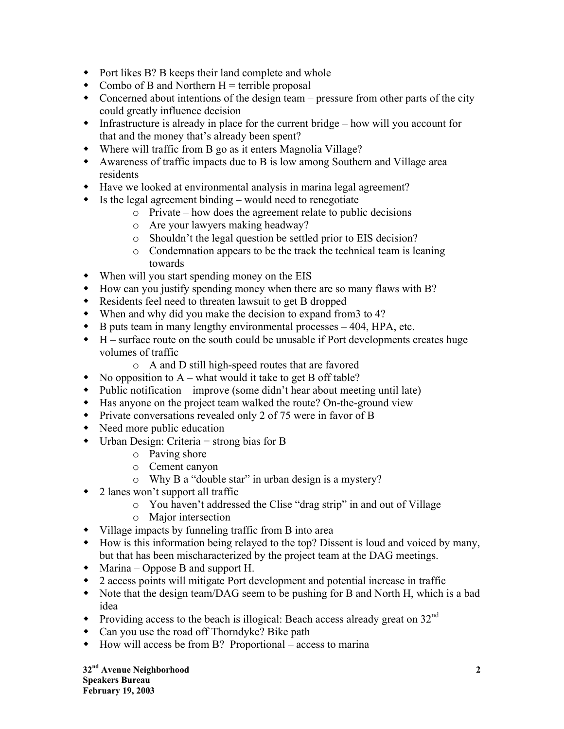- Port likes B? B keeps their land complete and whole
- Combo of B and Northern H = terrible proposal
- Concerned about intentions of the design team – pressure from other parts of the city could greatly influence decision
- Infrastructure is already in place for the current bridge – how will you account for that and the money that's already been spent?
- Where will traffic from B go as it enters Magnolia Village?
- Awareness of traffic impacts due to B is low among Southern and Village area residents
- Have we looked at environmental analysis in marina legal agreement?
- Is the legal agreement binding – would need to renegotiate
    - Private – how does the agreement relate to public decisions
    - Are your lawyers making headway?
    - Shouldn't the legal question be settled prior to EIS decision?
    - Condemnation appears to be the track the technical team is leaning towards
- When will you start spending money on the EIS
- How can you justify spending money when there are so many flaws with B?
- Residents feel need to threaten lawsuit to get B dropped
- When and why did you make the decision to expand from3 to 4?
- B puts team in many lengthy environmental processes – 404, HPA, etc.
- H – surface route on the south could be unusable if Port developments creates huge volumes of traffic
    - A and D still high-speed routes that are favored
- No opposition to A – what would it take to get B off table?
- Public notification – improve (some didn't hear about meeting until late)
- Has anyone on the project team walked the route? On-the-ground view
- Private conversations revealed only 2 of 75 were in favor of B
- Need more public education
- Urban Design: Criteria = strong bias for B
    - Paving shore
    - Cement canyon
    - Why B a "double star" in urban design is a mystery?
- 2 lanes won't support all traffic
    - You haven't addressed the Clise "drag strip" in and out of Village
    - Major intersection
- Village impacts by funneling traffic from B into area
- How is this information being relayed to the top? Dissent is loud and voiced by many, but that has been mischaracterized by the project team at the DAG meetings.
- Marina – Oppose B and support H.
- 2 access points will mitigate Port development and potential increase in traffic
- Note that the design team/DAG seem to be pushing for B and North H, which is a bad idea
- Providing access to the beach is illogical: Beach access already great on 32nd
- Can you use the road off Thorndyke? Bike path
- How will access be from B? Proportional – access to marina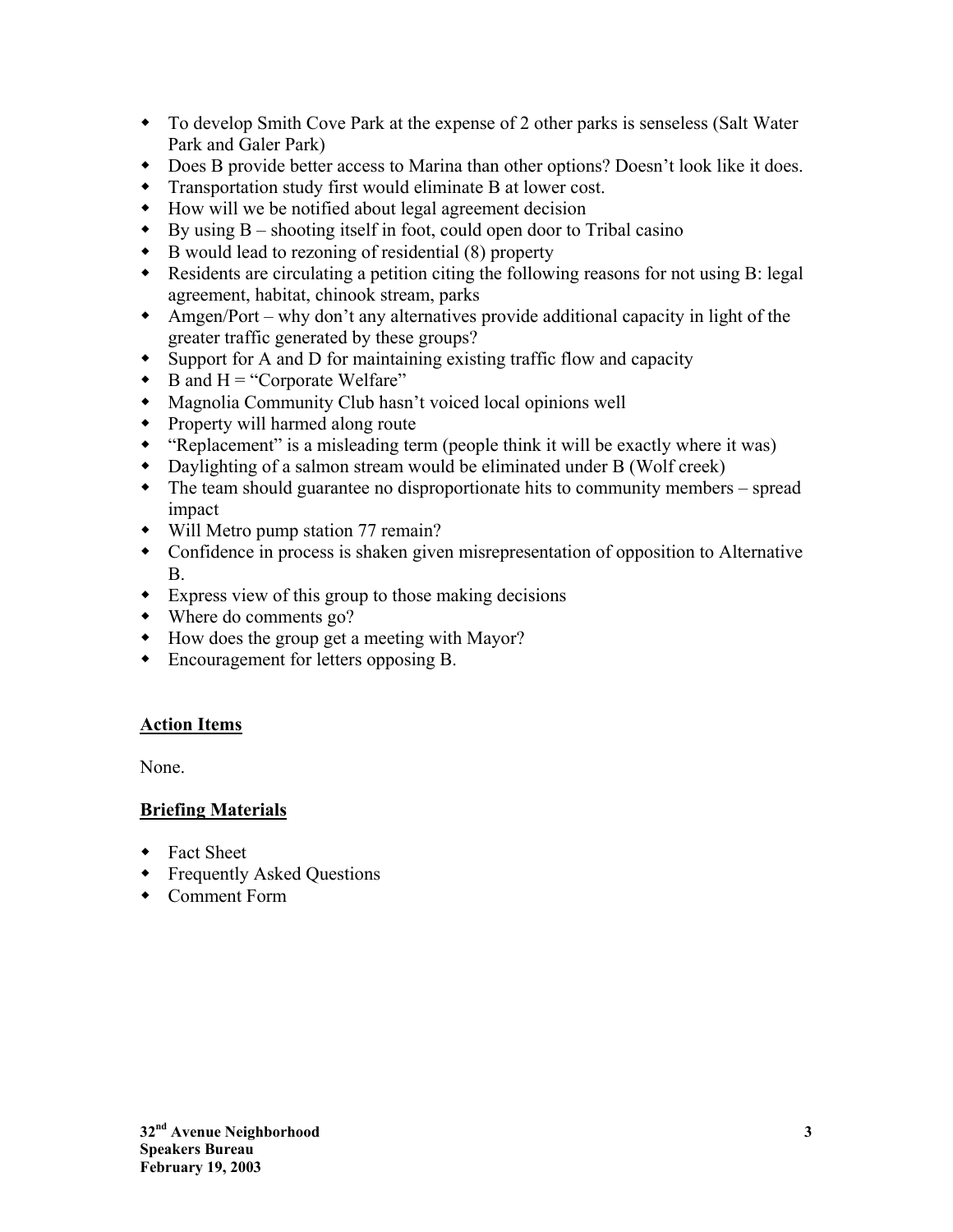- To develop Smith Cove Park at the expense of 2 other parks is senseless (Salt Water Park and Galer Park)
- Does B provide better access to Marina than other options? Doesn't look like it does.
- Transportation study first would eliminate B at lower cost.
- How will we be notified about legal agreement decision
- By using B – shooting itself in foot, could open door to Tribal casino
- B would lead to rezoning of residential (8) property
- Residents are circulating a petition citing the following reasons for not using B: legal agreement, habitat, chinook stream, parks
- Amgen/Port – why don't any alternatives provide additional capacity in light of the greater traffic generated by these groups?
- Support for A and D for maintaining existing traffic flow and capacity
- B and H = "Corporate Welfare"
- Magnolia Community Club hasn't voiced local opinions well
- Property will harmed along route
- "Replacement" is a misleading term (people think it will be exactly where it was)
- Daylighting of a salmon stream would be eliminated under B (Wolf creek)
- The team should guarantee no disproportionate hits to community members – spread impact
- Will Metro pump station 77 remain?
- Confidence in process is shaken given misrepresentation of opposition to Alternative B.
- Express view of this group to those making decisions
- Where do comments go?
- How does the group get a meeting with Mayor?
- Encouragement for letters opposing B.

## Action Items

None.

## Briefing Materials

- Fact Sheet
- Frequently Asked Questions
- Comment Form